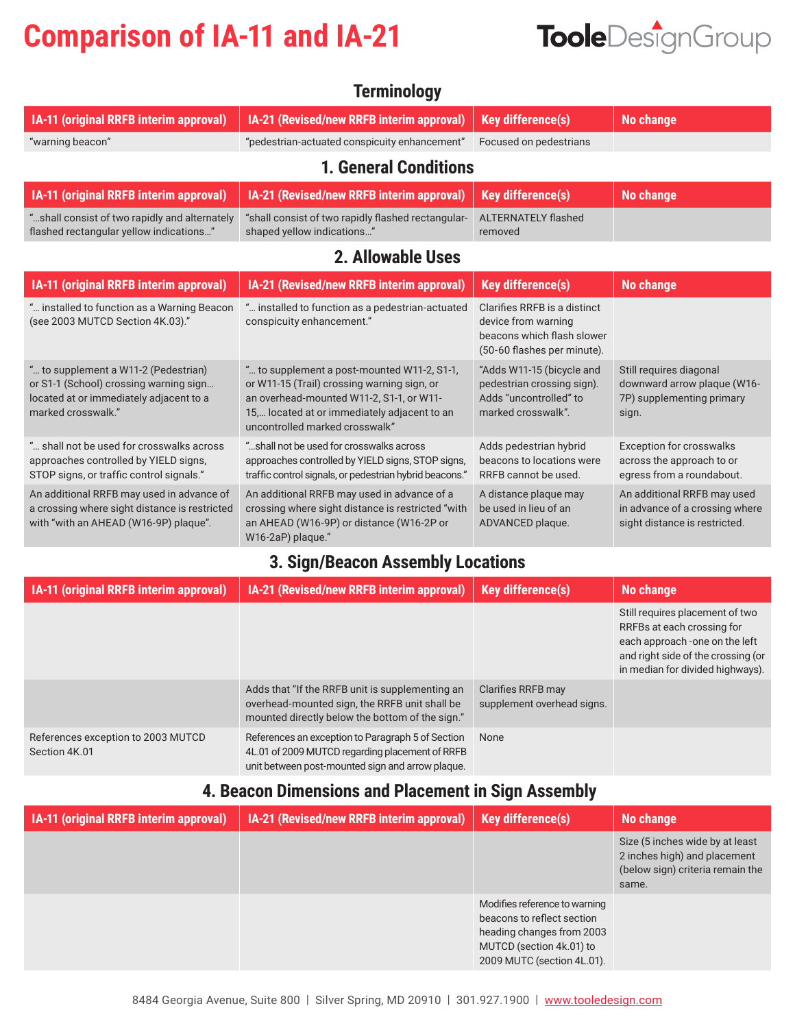# Comparison of IA-11 and IA-21

TooleDesignGroup

## Terminology

| IA-11 (original RRFB interim approval) | IA-21 (Revised/new RRFB interim approval) | Key difference(s) | No change |
|---|---|---|---|
| "warning beacon" | "pedestrian-actuated conspicuity enhancement" | Focused on pedestrians | |

## 1. General Conditions

| IA-11 (original RRFB interim approval) | IA-21 (Revised/new RRFB interim approval) | Key difference(s) | No change |
|---|---|---|---|
| "...shall consist of two rapidly and alternately flashed rectangular yellow indications..." | "shall consist of two rapidly flashed rectangular-shaped yellow indications..." | ALTERNATELY flashed removed | |

## 2. Allowable Uses

| IA-11 (original RRFB interim approval) | IA-21 (Revised/new RRFB interim approval) | Key difference(s) | No change |
|---|---|---|---|
| "... installed to function as a Warning Beacon (see 2003 MUTCD Section 4K.03)." | "... installed to function as a pedestrian-actuated conspicuity enhancement." | Clarifies RRFB is a distinct device from warning beacons which flash slower (50-60 flashes per minute). | |
| "... to supplement a W11-2 (Pedestrian) or S1-1 (School) crossing warning sign... located at or immediately adjacent to a marked crosswalk." | "... to supplement a post-mounted W11-2, S1-1, or W11-15 (Trail) crossing warning sign, or an overhead-mounted W11-2, S1-1, or W11-15,... located at or immediately adjacent to an uncontrolled marked crosswalk" | "Adds W11-15 (bicycle and pedestrian crossing sign). Adds "uncontrolled" to marked crosswalk". | Still requires diagonal downward arrow plaque (W16-7P) supplementing primary sign. |
| "... shall not be used for crosswalks across approaches controlled by YIELD signs, STOP signs, or traffic control signals." | "...shall not be used for crosswalks across approaches controlled by YIELD signs, STOP signs, traffic control signals, or pedestrian hybrid beacons." | Adds pedestrian hybrid beacons to locations were RRFB cannot be used. | Exception for crosswalks across the approach to or egress from a roundabout. |
| An additional RRFB may used in advance of a crossing where sight distance is restricted with "with an AHEAD (W16-9P) plaque". | An additional RRFB may used in advance of a crossing where sight distance is restricted "with an AHEAD (W16-9P) or distance (W16-2P or W16-2aP) plaque." | A distance plaque may be used in lieu of an ADVANCED plaque. | An additional RRFB may used in advance of a crossing where sight distance is restricted. |

## 3. Sign/Beacon Assembly Locations

| IA-11 (original RRFB interim approval) | IA-21 (Revised/new RRFB interim approval) | Key difference(s) | No change |
|---|---|---|---|
| | | | Still requires placement of two RRFBs at each crossing for each approach -one on the left and right side of the crossing (or in median for divided highways). |
| | Adds that "If the RRFB unit is supplementing an overhead-mounted sign, the RRFB unit shall be mounted directly below the bottom of the sign." | Clarifies RRFB may supplement overhead signs. | |
| References exception to 2003 MUTCD Section 4K.01 | References an exception to Paragraph 5 of Section 4L.01 of 2009 MUTCD regarding placement of RRFB unit between post-mounted sign and arrow plaque. | None | |

## 4. Beacon Dimensions and Placement in Sign Assembly

| IA-11 (original RRFB interim approval) | IA-21 (Revised/new RRFB interim approval) | Key difference(s) | No change |
|---|---|---|---|
| | | | Size (5 inches wide by at least 2 inches high) and placement (below sign) criteria remain the same. |
| | | Modifies reference to warning beacons to reflect section heading changes from 2003 MUTCD (section 4k.01) to 2009 MUTC (section 4L.01). | |

8484 Georgia Avenue, Suite 800 | Silver Spring, MD 20910 | 301.927.1900 | www.tooledesign.com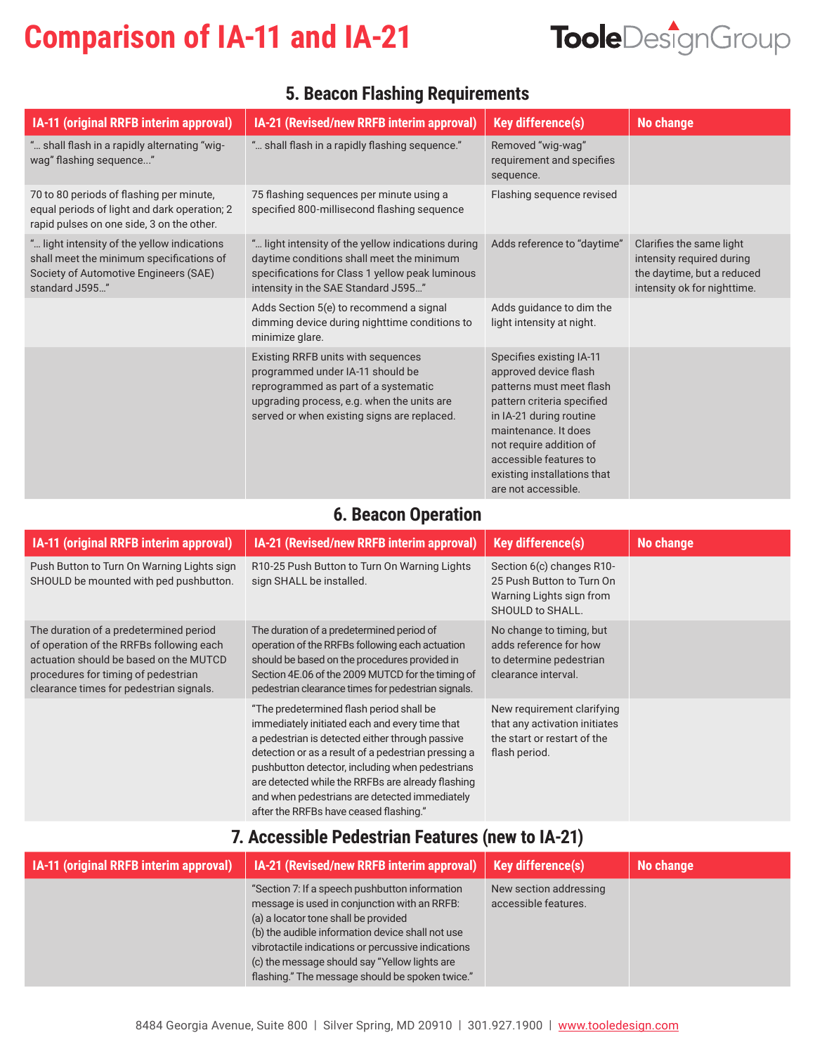# Comparison of IA-11 and IA-21

## 5. Beacon Flashing Requirements

| IA-11 (original RRFB interim approval) | IA-21 (Revised/new RRFB interim approval) | Key difference(s) | No change |
|---|---|---|---|
| "… shall flash in a rapidly alternating "wig-wag" flashing sequence..." | "… shall flash in a rapidly flashing sequence." | Removed "wig-wag" requirement and specifies sequence. | |
| 70 to 80 periods of flashing per minute, equal periods of light and dark operation; 2 rapid pulses on one side, 3 on the other. | 75 flashing sequences per minute using a specified 800-millisecond flashing sequence | Flashing sequence revised | |
| "… light intensity of the yellow indications shall meet the minimum specifications of Society of Automotive Engineers (SAE) standard J595…" | "… light intensity of the yellow indications during daytime conditions shall meet the minimum specifications for Class 1 yellow peak luminous intensity in the SAE Standard J595…" | Adds reference to "daytime" | Clarifies the same light intensity required during the daytime, but a reduced intensity ok for nighttime. |
| | Adds Section 5(e) to recommend a signal dimming device during nighttime conditions to minimize glare. | Adds guidance to dim the light intensity at night. | |
| | Existing RRFB units with sequences programmed under IA-11 should be reprogrammed as part of a systematic upgrading process, e.g. when the units are served or when existing signs are replaced. | Specifies existing IA-11 approved device flash patterns must meet flash pattern criteria specified in IA-21 during routine maintenance. It does not require addition of accessible features to existing installations that are not accessible. | |

## 6. Beacon Operation

| IA-11 (original RRFB interim approval) | IA-21 (Revised/new RRFB interim approval) | Key difference(s) | No change |
|---|---|---|---|
| Push Button to Turn On Warning Lights sign SHOULD be mounted with ped pushbutton. | R10-25 Push Button to Turn On Warning Lights sign SHALL be installed. | Section 6(c) changes R10-25 Push Button to Turn On Warning Lights sign from SHOULD to SHALL. | |
| The duration of a predetermined period of operation of the RRFBs following each actuation should be based on the MUTCD procedures for timing of pedestrian clearance times for pedestrian signals. | The duration of a predetermined period of operation of the RRFBs following each actuation should be based on the procedures provided in Section 4E.06 of the 2009 MUTCD for the timing of pedestrian clearance times for pedestrian signals. | No change to timing, but adds reference for how to determine pedestrian clearance interval. | |
| | "The predetermined flash period shall be immediately initiated each and every time that a pedestrian is detected either through passive detection or as a result of a pedestrian pressing a pushbutton detector, including when pedestrians are detected while the RRFBs are already flashing and when pedestrians are detected immediately after the RRFBs have ceased flashing." | New requirement clarifying that any activation initiates the start or restart of the flash period. | |

## 7. Accessible Pedestrian Features (new to IA-21)

| IA-11 (original RRFB interim approval) | IA-21 (Revised/new RRFB interim approval) | Key difference(s) | No change |
|---|---|---|---|
| | "Section 7: If a speech pushbutton information message is used in conjunction with an RRFB: (a) a locator tone shall be provided (b) the audible information device shall not use vibrotactile indications or percussive indications (c) the message should say "Yellow lights are flashing." The message should be spoken twice." | New section addressing accessible features. | |